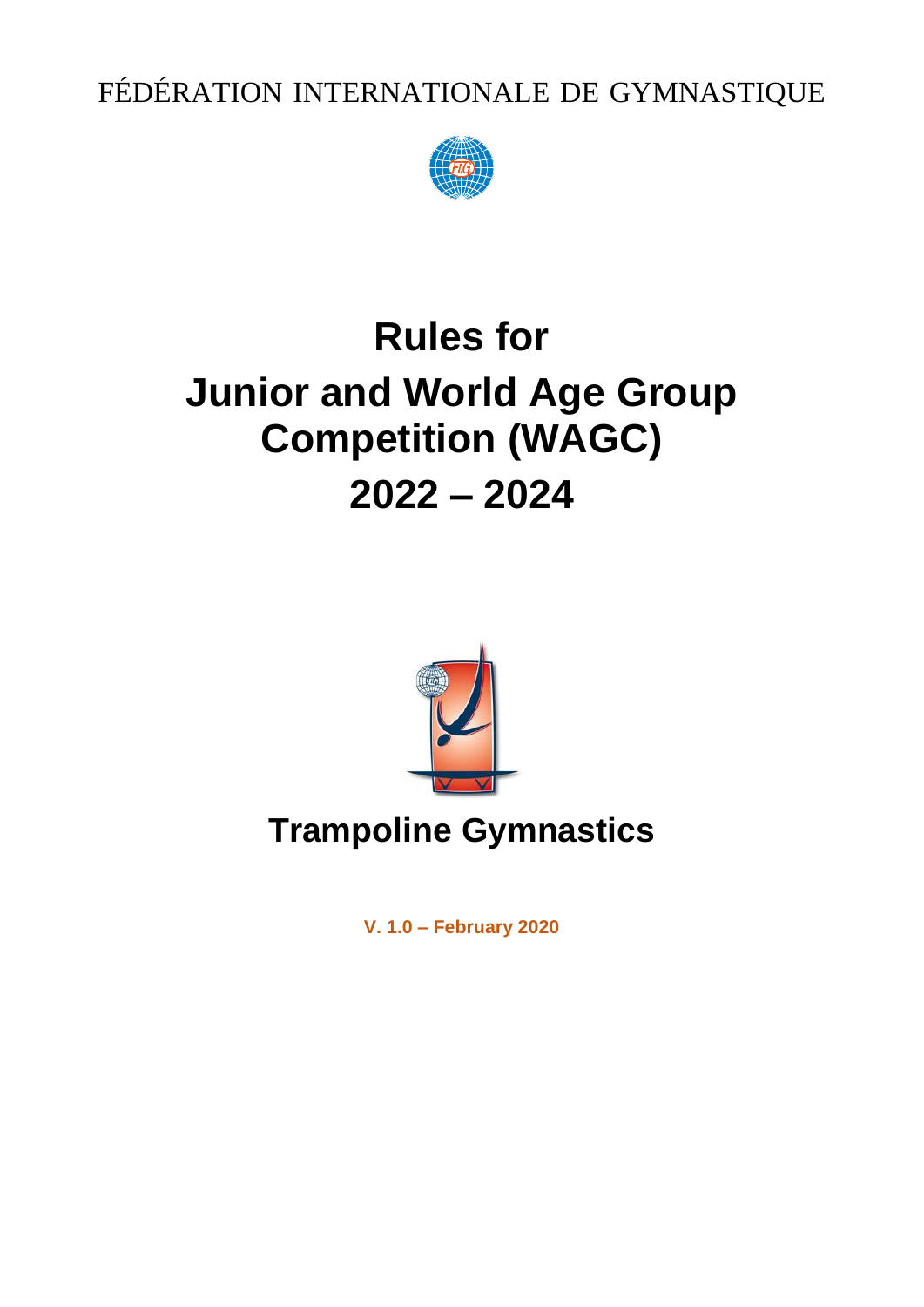FÉDÉRATION INTERNATIONALE DE GYMNASTIQUE

# Rules for
# Junior and World Age Group Competition (WAGC)
# 2022 – 2024

## Trampoline Gymnastics

**V. 1.0 – February 2020**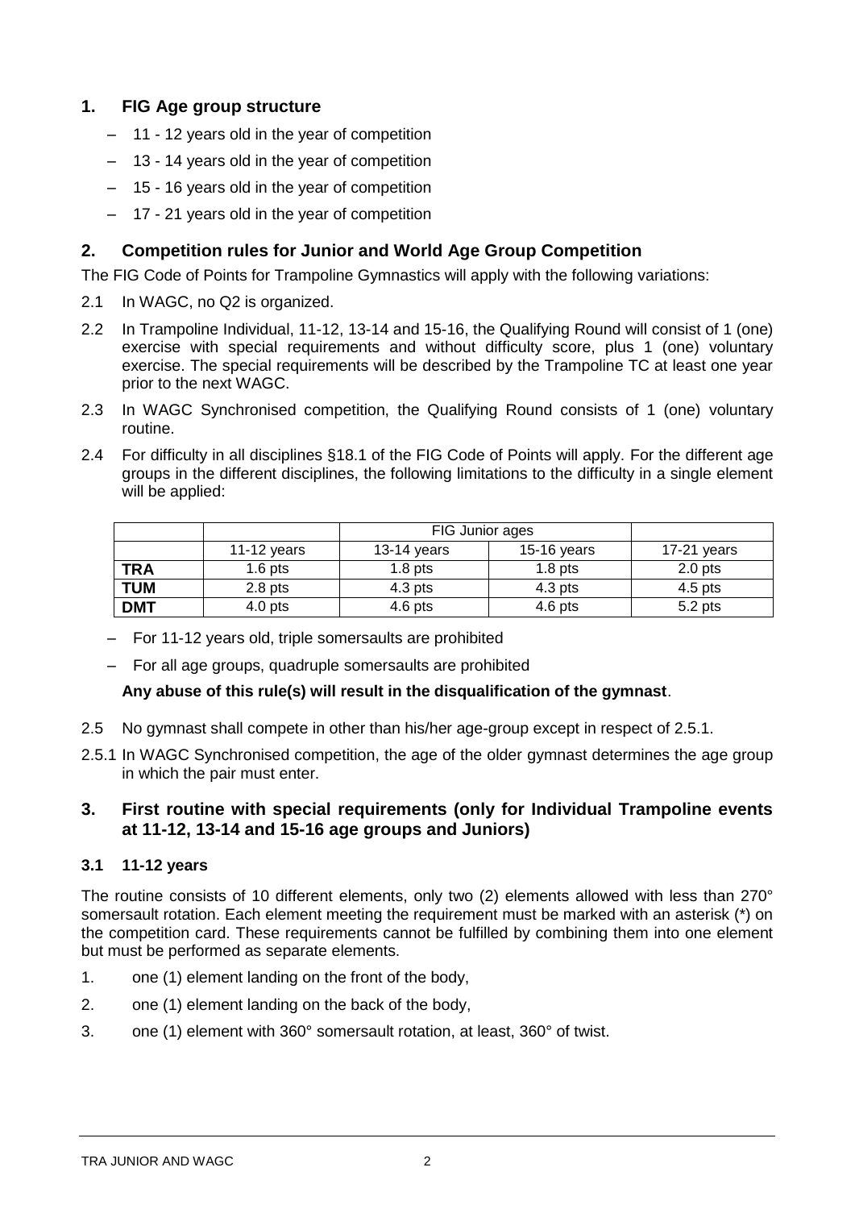## 1. FIG Age group structure

- 11 - 12 years old in the year of competition
- 13 - 14 years old in the year of competition
- 15 - 16 years old in the year of competition
- 17 - 21 years old in the year of competition

## 2. Competition rules for Junior and World Age Group Competition

The FIG Code of Points for Trampoline Gymnastics will apply with the following variations:

2.1 In WAGC, no Q2 is organized.

2.2 In Trampoline Individual, 11-12, 13-14 and 15-16, the Qualifying Round will consist of 1 (one) exercise with special requirements and without difficulty score, plus 1 (one) voluntary exercise. The special requirements will be described by the Trampoline TC at least one year prior to the next WAGC.

2.3 In WAGC Synchronised competition, the Qualifying Round consists of 1 (one) voluntary routine.

2.4 For difficulty in all disciplines §18.1 of the FIG Code of Points will apply. For the different age groups in the different disciplines, the following limitations to the difficulty in a single element will be applied:

| | | FIG Junior ages | | |
|---|---|---|---|---|
| | 11-12 years | 13-14 years | 15-16 years | 17-21 years |
| **TRA** | 1.6 pts | 1.8 pts | 1.8 pts | 2.0 pts |
| **TUM** | 2.8 pts | 4.3 pts | 4.3 pts | 4.5 pts |
| **DMT** | 4.0 pts | 4.6 pts | 4.6 pts | 5.2 pts |

- For 11-12 years old, triple somersaults are prohibited
- For all age groups, quadruple somersaults are prohibited

**Any abuse of this rule(s) will result in the disqualification of the gymnast**.

2.5 No gymnast shall compete in other than his/her age-group except in respect of 2.5.1.

2.5.1 In WAGC Synchronised competition, the age of the older gymnast determines the age group in which the pair must enter.

## 3. First routine with special requirements (only for Individual Trampoline events at 11-12, 13-14 and 15-16 age groups and Juniors)

### 3.1 11-12 years

The routine consists of 10 different elements, only two (2) elements allowed with less than 270° somersault rotation. Each element meeting the requirement must be marked with an asterisk (*) on the competition card. These requirements cannot be fulfilled by combining them into one element but must be performed as separate elements.

1. one (1) element landing on the front of the body,
2. one (1) element landing on the back of the body,
3. one (1) element with 360° somersault rotation, at least, 360° of twist.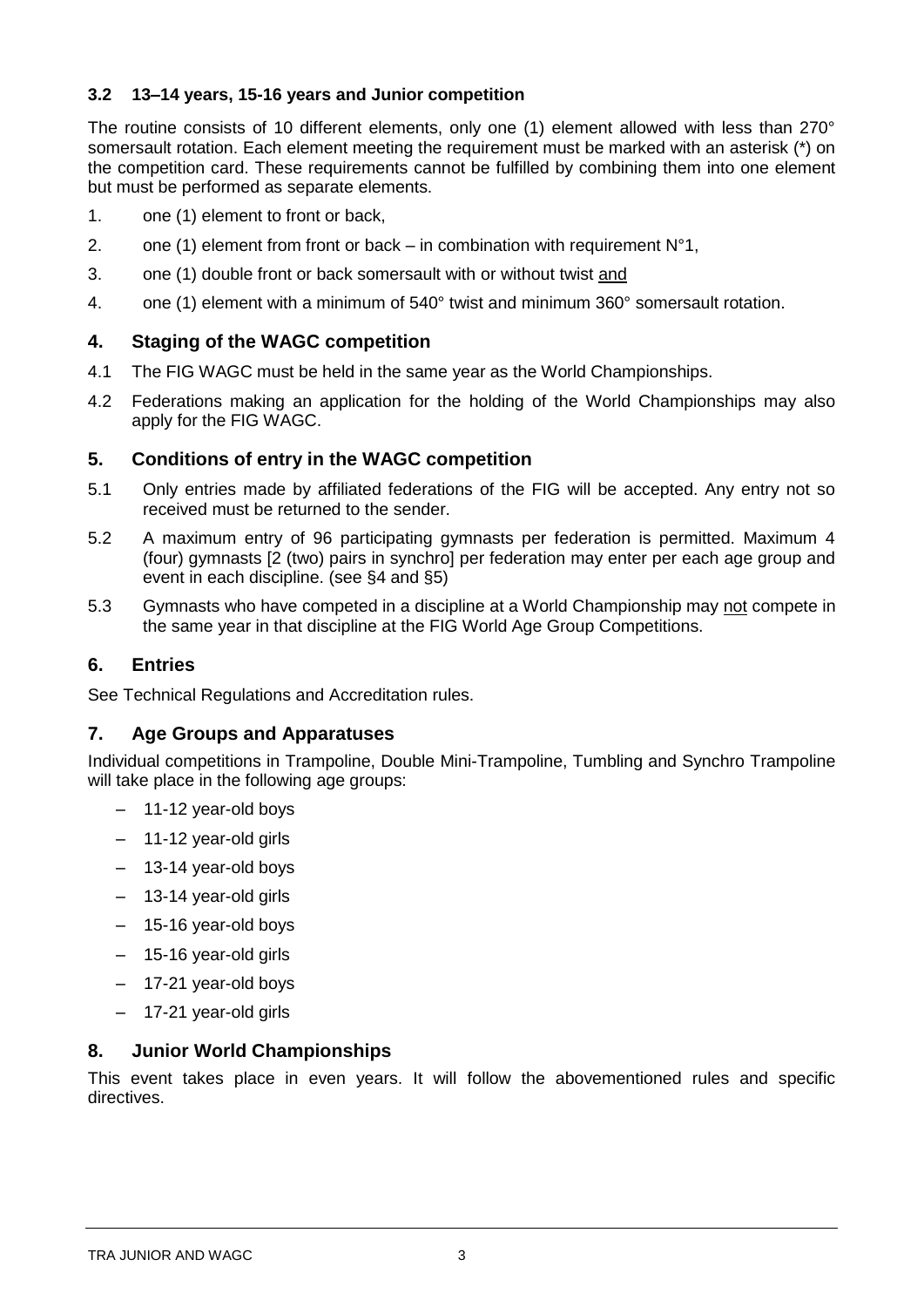### 3.2 13–14 years, 15-16 years and Junior competition

The routine consists of 10 different elements, only one (1) element allowed with less than 270° somersault rotation. Each element meeting the requirement must be marked with an asterisk (*) on the competition card. These requirements cannot be fulfilled by combining them into one element but must be performed as separate elements.

1. one (1) element to front or back,
2. one (1) element from front or back – in combination with requirement N°1,
3. one (1) double front or back somersault with or without twist <u>and</u>
4. one (1) element with a minimum of 540° twist and minimum 360° somersault rotation.

## 4. Staging of the WAGC competition

4.1 The FIG WAGC must be held in the same year as the World Championships.

4.2 Federations making an application for the holding of the World Championships may also apply for the FIG WAGC.

## 5. Conditions of entry in the WAGC competition

5.1 Only entries made by affiliated federations of the FIG will be accepted. Any entry not so received must be returned to the sender.

5.2 A maximum entry of 96 participating gymnasts per federation is permitted. Maximum 4 (four) gymnasts [2 (two) pairs in synchro] per federation may enter per each age group and event in each discipline. (see §4 and §5)

5.3 Gymnasts who have competed in a discipline at a World Championship may <u>not</u> compete in the same year in that discipline at the FIG World Age Group Competitions.

## 6. Entries

See Technical Regulations and Accreditation rules.

## 7. Age Groups and Apparatuses

Individual competitions in Trampoline, Double Mini-Trampoline, Tumbling and Synchro Trampoline will take place in the following age groups:

- 11-12 year-old boys
- 11-12 year-old girls
- 13-14 year-old boys
- 13-14 year-old girls
- 15-16 year-old boys
- 15-16 year-old girls
- 17-21 year-old boys
- 17-21 year-old girls

## 8. Junior World Championships

This event takes place in even years. It will follow the abovementioned rules and specific directives.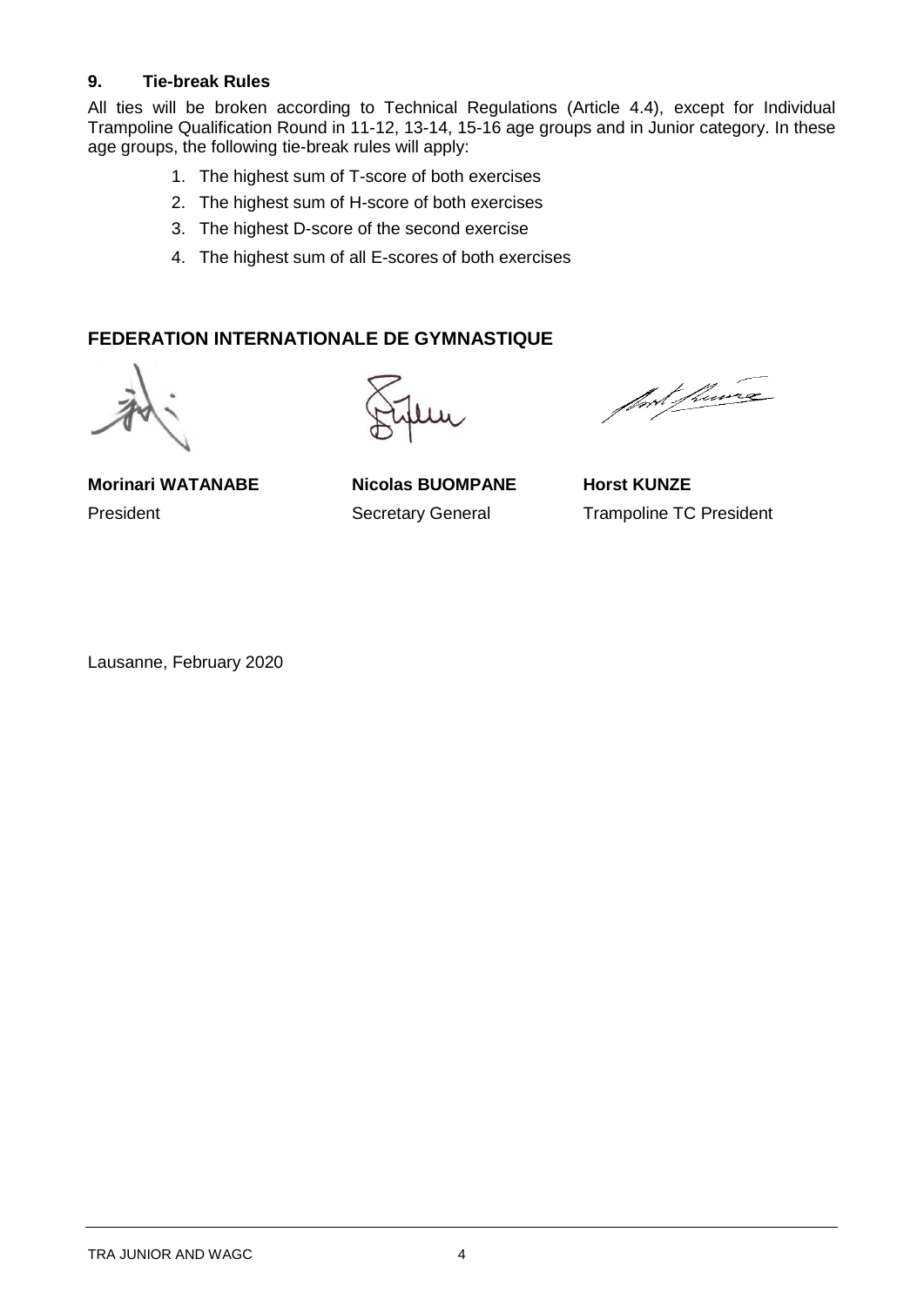## 9. Tie-break Rules

All ties will be broken according to Technical Regulations (Article 4.4), except for Individual Trampoline Qualification Round in 11-12, 13-14, 15-16 age groups and in Junior category. In these age groups, the following tie-break rules will apply:

1. The highest sum of T-score of both exercises
2. The highest sum of H-score of both exercises
3. The highest D-score of the second exercise
4. The highest sum of all E-scores of both exercises

**FEDERATION INTERNATIONALE DE GYMNASTIQUE**

**Morinari WATANABE**
President

**Nicolas BUOMPANE**
Secretary General

**Horst KUNZE**
Trampoline TC President

Lausanne, February 2020